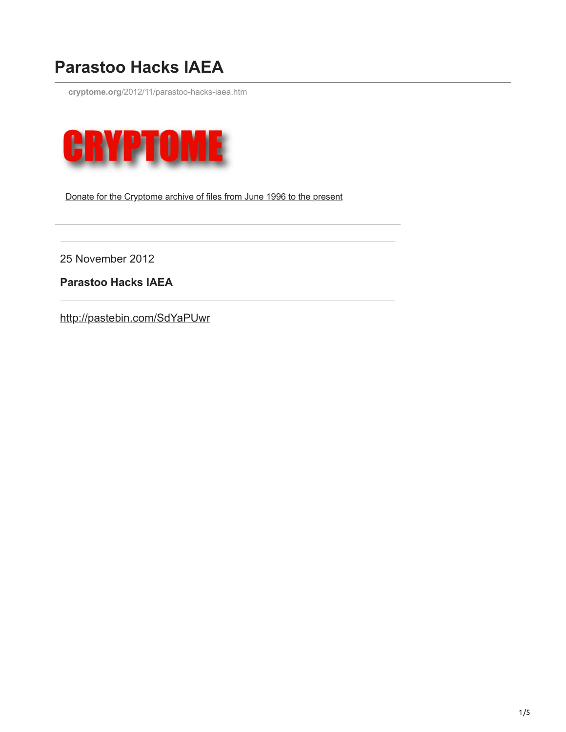# Parastoo Hacks IAEA

cryptome.org/2012/11/parastoo-hacks-iaea.htm

CRYPTOME

Donate for the Cryptome archive of files from June 1996 to the present

---

25 November 2012

**Parastoo Hacks IAEA**

---

http://pastebin.com/SdYaPUwr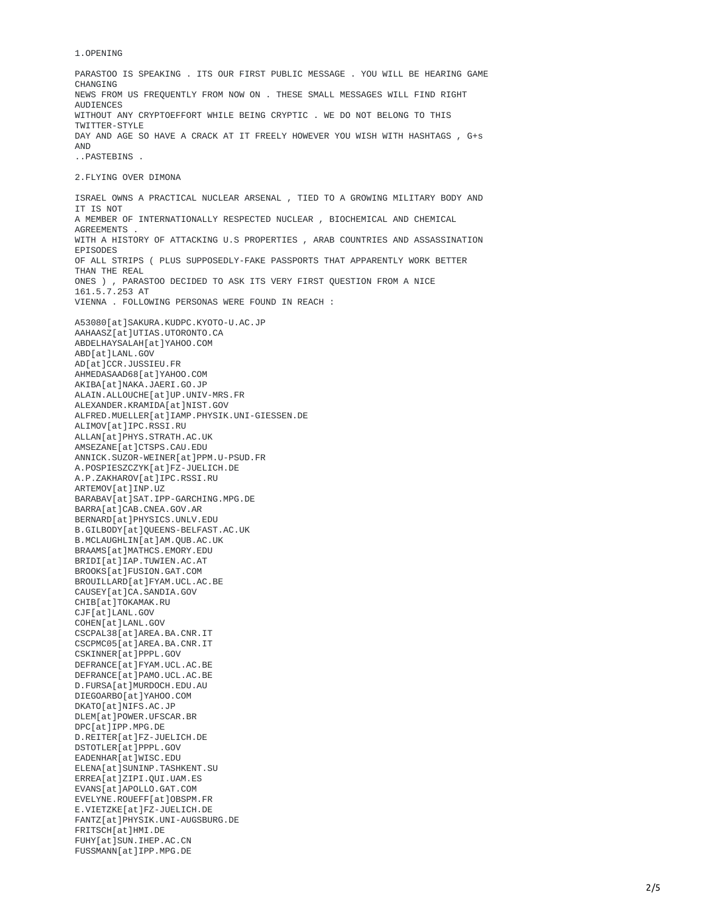1.OPENING

PARASTOO IS SPEAKING . ITS OUR FIRST PUBLIC MESSAGE . YOU WILL BE HEARING GAME CHANGING
NEWS FROM US FREQUENTLY FROM NOW ON . THESE SMALL MESSAGES WILL FIND RIGHT AUDIENCES
WITHOUT ANY CRYPTOEFFORT WHILE BEING CRYPTIC . WE DO NOT BELONG TO THIS TWITTER-STYLE
DAY AND AGE SO HAVE A CRACK AT IT FREELY HOWEVER YOU WISH WITH HASHTAGS , G+s AND
..PASTEBINS .

2.FLYING OVER DIMONA

ISRAEL OWNS A PRACTICAL NUCLEAR ARSENAL , TIED TO A GROWING MILITARY BODY AND IT IS NOT
A MEMBER OF INTERNATIONALLY RESPECTED NUCLEAR , BIOCHEMICAL AND CHEMICAL AGREEMENTS .
WITH A HISTORY OF ATTACKING U.S PROPERTIES , ARAB COUNTRIES AND ASSASSINATION EPISODES
OF ALL STRIPS ( PLUS SUPPOSEDLY-FAKE PASSPORTS THAT APPARENTLY WORK BETTER THAN THE REAL
ONES ) , PARASTOO DECIDED TO ASK ITS VERY FIRST QUESTION FROM A NICE 161.5.7.253 AT
VIENNA . FOLLOWING PERSONAS WERE FOUND IN REACH :

A53080[at]SAKURA.KUDPC.KYOTO-U.AC.JP
AAHAASZ[at]UTIAS.UTORONTO.CA
ABDELHAYSALAH[at]YAHOO.COM
ABD[at]LANL.GOV
AD[at]CCR.JUSSIEU.FR
AHMEDASAAD68[at]YAHOO.COM
AKIBA[at]NAKA.JAERI.GO.JP
ALAIN.ALLOUCHE[at]UP.UNIV-MRS.FR
ALEXANDER.KRAMIDA[at]NIST.GOV
ALFRED.MUELLER[at]IAMP.PHYSIK.UNI-GIESSEN.DE
ALIMOV[at]IPC.RSSI.RU
ALLAN[at]PHYS.STRATH.AC.UK
AMSEZANE[at]CTSPS.CAU.EDU
ANNICK.SUZOR-WEINER[at]PPM.U-PSUD.FR
A.POSPIESZCZYK[at]FZ-JUELICH.DE
A.P.ZAKHAROV[at]IPC.RSSI.RU
ARTEMOV[at]INP.UZ
BARABAV[at]SAT.IPP-GARCHING.MPG.DE
BARRA[at]CAB.CNEA.GOV.AR
BERNARD[at]PHYSICS.UNLV.EDU
B.GILBODY[at]QUEENS-BELFAST.AC.UK
B.MCLAUGHLIN[at]AM.QUB.AC.UK
BRAAMS[at]MATHCS.EMORY.EDU
BRIDI[at]IAP.TUWIEN.AC.AT
BROOKS[at]FUSION.GAT.COM
BROUILLARD[at]FYAM.UCL.AC.BE
CAUSEY[at]CA.SANDIA.GOV
CHIB[at]TOKAMAK.RU
CJF[at]LANL.GOV
COHEN[at]LANL.GOV
CSCPAL38[at]AREA.BA.CNR.IT
CSCPMC05[at]AREA.BA.CNR.IT
CSKINNER[at]PPPL.GOV
DEFRANCE[at]FYAM.UCL.AC.BE
DEFRANCE[at]PAMO.UCL.AC.BE
D.FURSA[at]MURDOCH.EDU.AU
DIEGOARBO[at]YAHOO.COM
DKATO[at]NIFS.AC.JP
DLEM[at]POWER.UFSCAR.BR
DPC[at]IPP.MPG.DE
D.REITER[at]FZ-JUELICH.DE
DSTOTLER[at]PPPL.GOV
EADENHAR[at]WISC.EDU
ELENA[at]SUNINP.TASHKENT.SU
ERREA[at]ZIPI.QUI.UAM.ES
EVANS[at]APOLLO.GAT.COM
EVELYNE.ROUEFF[at]OBSPM.FR
E.VIETZKE[at]FZ-JUELICH.DE
FANTZ[at]PHYSIK.UNI-AUGSBURG.DE
FRITSCH[at]HMI.DE
FUHY[at]SUN.IHEP.AC.CN
FUSSMANN[at]IPP.MPG.DE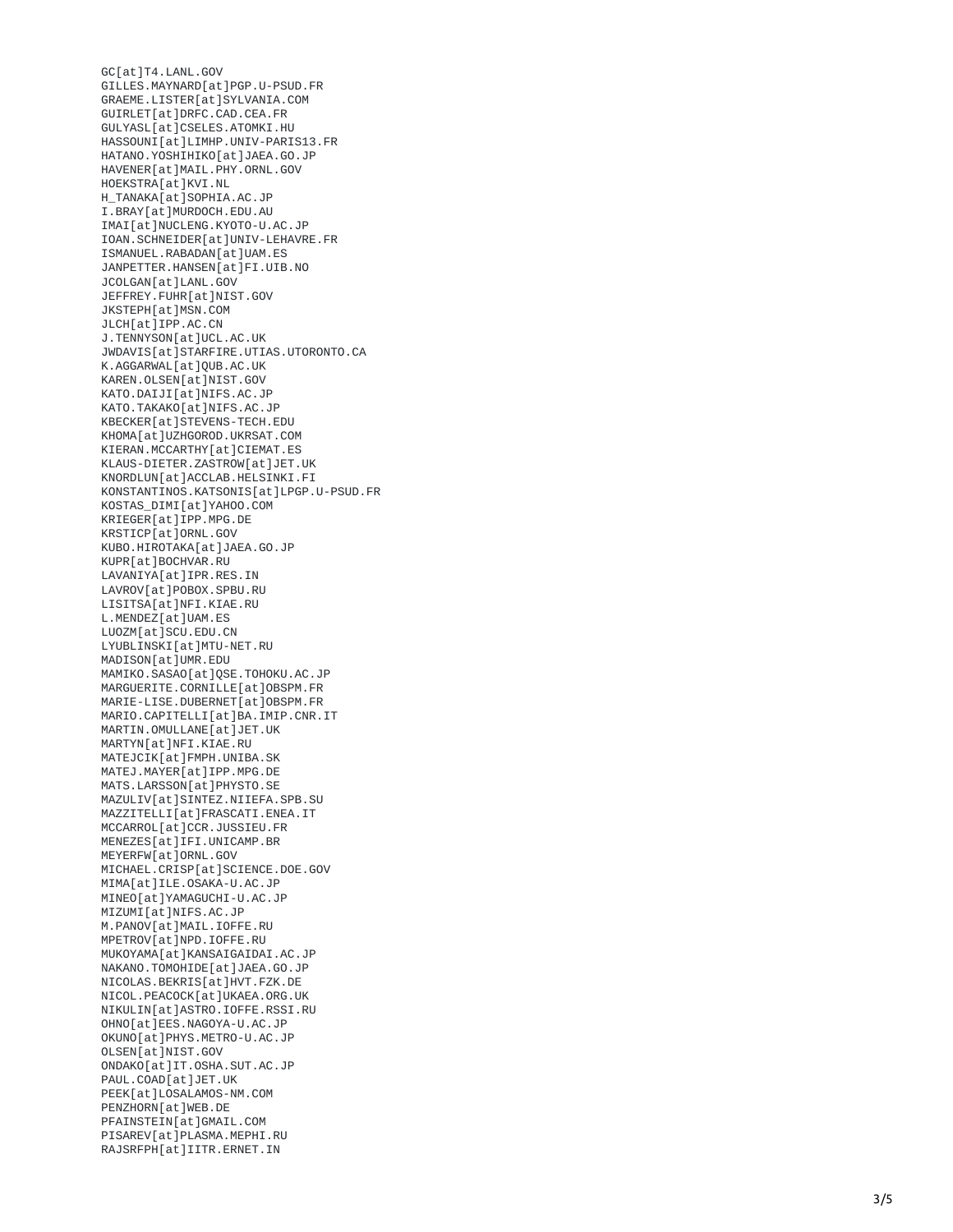GC[at]T4.LANL.GOV
GILLES.MAYNARD[at]PGP.U-PSUD.FR
GRAEME.LISTER[at]SYLVANIA.COM
GUIRLET[at]DRFC.CAD.CEA.FR
GULYASL[at]CSELES.ATOMKI.HU
HASSOUNI[at]LIMHP.UNIV-PARIS13.FR
HATANO.YOSHIHIKO[at]JAEA.GO.JP
HAVENER[at]MAIL.PHY.ORNL.GOV
HOEKSTRA[at]KVI.NL
H_TANAKA[at]SOPHIA.AC.JP
I.BRAY[at]MURDOCH.EDU.AU
IMAI[at]NUCLENG.KYOTO-U.AC.JP
IOAN.SCHNEIDER[at]UNIV-LEHAVRE.FR
ISMANUEL.RABADAN[at]UAM.ES
JANPETTER.HANSEN[at]FI.UIB.NO
JCOLGAN[at]LANL.GOV
JEFFREY.FUHR[at]NIST.GOV
JKSTEPH[at]MSN.COM
JLCH[at]IPP.AC.CN
J.TENNYSON[at]UCL.AC.UK
JWDAVIS[at]STARFIRE.UTIAS.UTORONTO.CA
K.AGGARWAL[at]QUB.AC.UK
KAREN.OLSEN[at]NIST.GOV
KATO.DAIJI[at]NIFS.AC.JP
KATO.TAKAKO[at]NIFS.AC.JP
KBECKER[at]STEVENS-TECH.EDU
KHOMA[at]UZHGOROD.UKRSAT.COM
KIERAN.MCCARTHY[at]CIEMAT.ES
KLAUS-DIETER.ZASTROW[at]JET.UK
KNORDLUN[at]ACCLAB.HELSINKI.FI
KONSTANTINOS.KATSONIS[at]LPGP.U-PSUD.FR
KOSTAS_DIMI[at]YAHOO.COM
KRIEGER[at]IPP.MPG.DE
KRSTICP[at]ORNL.GOV
KUBO.HIROTAKA[at]JAEA.GO.JP
KUPR[at]BOCHVAR.RU
LAVANIYA[at]IPR.RES.IN
LAVROV[at]POBOX.SPBU.RU
LISITSA[at]NFI.KIAE.RU
L.MENDEZ[at]UAM.ES
LUOZM[at]SCU.EDU.CN
LYUBLINSKI[at]MTU-NET.RU
MADISON[at]UMR.EDU
MAMIKO.SASAO[at]QSE.TOHOKU.AC.JP
MARGUERITE.CORNILLE[at]OBSPM.FR
MARIE-LISE.DUBERNET[at]OBSPM.FR
MARIO.CAPITELLI[at]BA.IMIP.CNR.IT
MARTIN.OMULLANE[at]JET.UK
MARTYN[at]NFI.KIAE.RU
MATEJCIK[at]FMPH.UNIBA.SK
MATEJ.MAYER[at]IPP.MPG.DE
MATS.LARSSON[at]PHYSTO.SE
MAZULIV[at]SINTEZ.NIIEFA.SPB.SU
MAZZITELLI[at]FRASCATI.ENEA.IT
MCCARROL[at]CCR.JUSSIEU.FR
MENEZES[at]IFI.UNICAMP.BR
MEYERFW[at]ORNL.GOV
MICHAEL.CRISP[at]SCIENCE.DOE.GOV
MIMA[at]ILE.OSAKA-U.AC.JP
MINEO[at]YAMAGUCHI-U.AC.JP
MIZUMI[at]NIFS.AC.JP
M.PANOV[at]MAIL.IOFFE.RU
MPETROV[at]NPD.IOFFE.RU
MUKOYAMA[at]KANSAIGAIDAI.AC.JP
NAKANO.TOMOHIDE[at]JAEA.GO.JP
NICOLAS.BEKRIS[at]HVT.FZK.DE
NICOL.PEACOCK[at]UKAEA.ORG.UK
NIKULIN[at]ASTRO.IOFFE.RSSI.RU
OHNO[at]EES.NAGOYA-U.AC.JP
OKUNO[at]PHYS.METRO-U.AC.JP
OLSEN[at]NIST.GOV
ONDAKO[at]IT.OSHA.SUT.AC.JP
PAUL.COAD[at]JET.UK
PEEK[at]LOSALAMOS-NM.COM
PENZHORN[at]WEB.DE
PFAINSTEIN[at]GMAIL.COM
PISAREV[at]PLASMA.MEPHI.RU
RAJSRFPH[at]IITR.ERNET.IN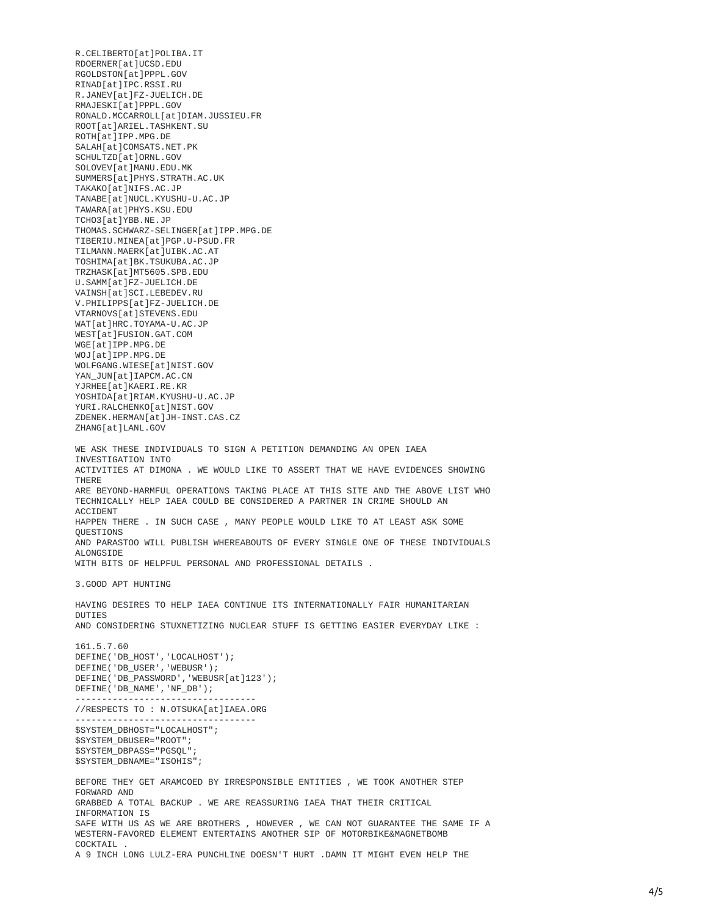```
R.CELIBERTO[at]POLIBA.IT
RDOERNER[at]UCSD.EDU
RGOLDSTON[at]PPPL.GOV
RINAD[at]IPC.RSSI.RU
R.JANEV[at]FZ-JUELICH.DE
RMAJESKI[at]PPPL.GOV
RONALD.MCCARROLL[at]DIAM.JUSSIEU.FR
ROOT[at]ARIEL.TASHKENT.SU
ROTH[at]IPP.MPG.DE
SALAH[at]COMSATS.NET.PK
SCHULTZD[at]ORNL.GOV
SOLOVEV[at]MANU.EDU.MK
SUMMERS[at]PHYS.STRATH.AC.UK
TAKAKO[at]NIFS.AC.JP
TANABE[at]NUCL.KYUSHU-U.AC.JP
TAWARA[at]PHYS.KSU.EDU
TCHO3[at]YBB.NE.JP
THOMAS.SCHWARZ-SELINGER[at]IPP.MPG.DE
TIBERIU.MINEA[at]PGP.U-PSUD.FR
TILMANN.MAERK[at]UIBK.AC.AT
TOSHIMA[at]BK.TSUKUBA.AC.JP
TRZHASK[at]MT5605.SPB.EDU
U.SAMM[at]FZ-JUELICH.DE
VAINSH[at]SCI.LEBEDEV.RU
V.PHILIPPS[at]FZ-JUELICH.DE
VTARNOVS[at]STEVENS.EDU
WAT[at]HRC.TOYAMA-U.AC.JP
WEST[at]FUSION.GAT.COM
WGE[at]IPP.MPG.DE
WOJ[at]IPP.MPG.DE
WOLFGANG.WIESE[at]NIST.GOV
YAN_JUN[at]IAPCM.AC.CN
YJRHEE[at]KAERI.RE.KR
YOSHIDA[at]RIAM.KYUSHU-U.AC.JP
YURI.RALCHENKO[at]NIST.GOV
ZDENEK.HERMAN[at]JH-INST.CAS.CZ
ZHANG[at]LANL.GOV
```

WE ASK THESE INDIVIDUALS TO SIGN A PETITION DEMANDING AN OPEN IAEA INVESTIGATION INTO
ACTIVITIES AT DIMONA . WE WOULD LIKE TO ASSERT THAT WE HAVE EVIDENCES SHOWING THERE
ARE BEYOND-HARMFUL OPERATIONS TAKING PLACE AT THIS SITE AND THE ABOVE LIST WHO
TECHNICALLY HELP IAEA COULD BE CONSIDERED A PARTNER IN CRIME SHOULD AN ACCIDENT
HAPPEN THERE . IN SUCH CASE , MANY PEOPLE WOULD LIKE TO AT LEAST ASK SOME QUESTIONS
AND PARASTOO WILL PUBLISH WHEREABOUTS OF EVERY SINGLE ONE OF THESE INDIVIDUALS ALONGSIDE
WITH BITS OF HELPFUL PERSONAL AND PROFESSIONAL DETAILS .

3.GOOD APT HUNTING

HAVING DESIRES TO HELP IAEA CONTINUE ITS INTERNATIONALLY FAIR HUMANITARIAN DUTIES
AND CONSIDERING STUXNETIZING NUCLEAR STUFF IS GETTING EASIER EVERYDAY LIKE :

```
161.5.7.60
DEFINE('DB_HOST','LOCALHOST');
DEFINE('DB_USER','WEBUSR');
DEFINE('DB_PASSWORD','WEBUSR[at]123');
DEFINE('DB_NAME','NF_DB');
----------------------------------
//RESPECTS TO : N.OTSUKA[at]IAEA.ORG
----------------------------------
$SYSTEM_DBHOST="LOCALHOST";
$SYSTEM_DBUSER="ROOT";
$SYSTEM_DBPASS="PGSQL";
$SYSTEM_DBNAME="ISOHIS";
```

BEFORE THEY GET ARAMCOED BY IRRESPONSIBLE ENTITIES , WE TOOK ANOTHER STEP FORWARD AND
GRABBED A TOTAL BACKUP . WE ARE REASSURING IAEA THAT THEIR CRITICAL INFORMATION IS
SAFE WITH US AS WE ARE BROTHERS , HOWEVER , WE CAN NOT GUARANTEE THE SAME IF A
WESTERN-FAVORED ELEMENT ENTERTAINS ANOTHER SIP OF MOTORBIKE&MAGNETBOMB COCKTAIL .
A 9 INCH LONG LULZ-ERA PUNCHLINE DOESN'T HURT .DAMN IT MIGHT EVEN HELP THE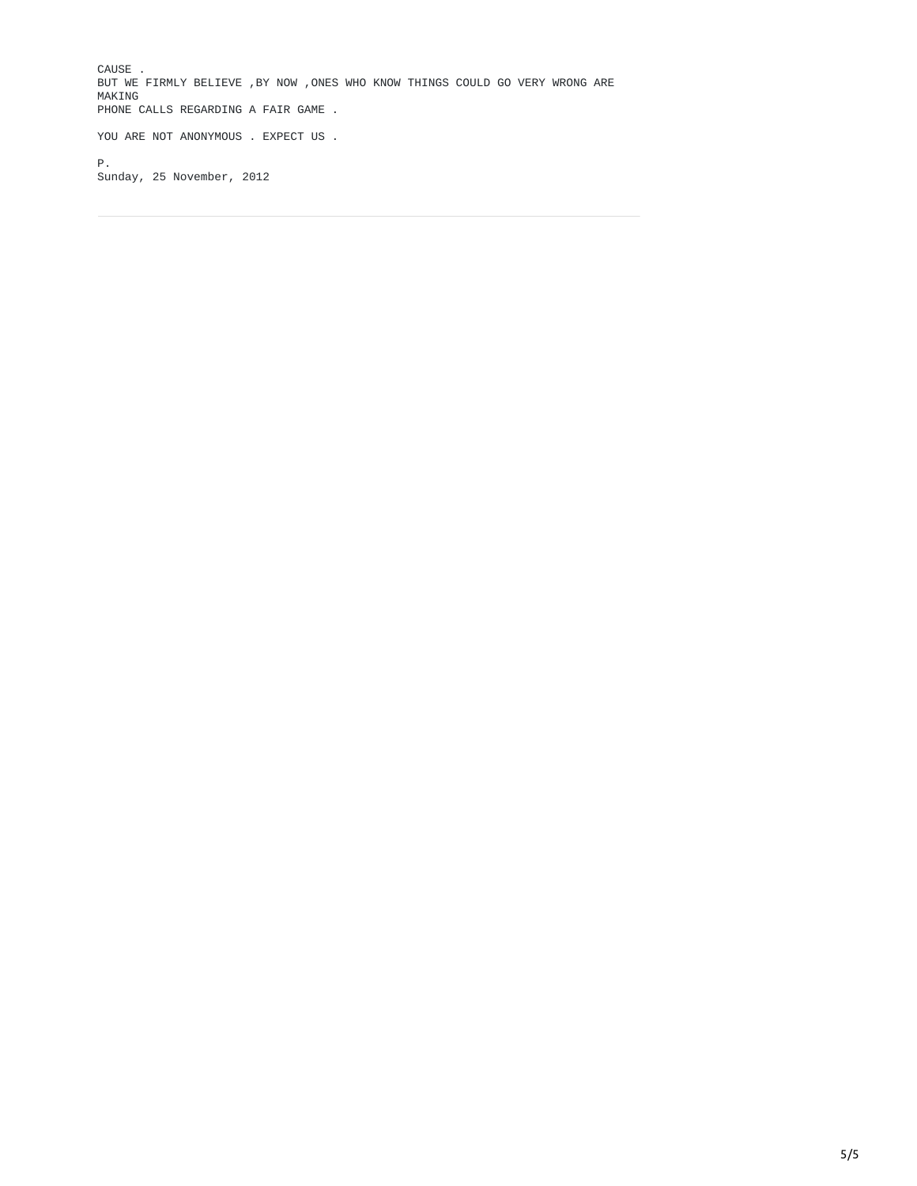CAUSE .
BUT WE FIRMLY BELIEVE ,BY NOW ,ONES WHO KNOW THINGS COULD GO VERY WRONG ARE
MAKING
PHONE CALLS REGARDING A FAIR GAME .

YOU ARE NOT ANONYMOUS . EXPECT US .

P.
Sunday, 25 November, 2012

---